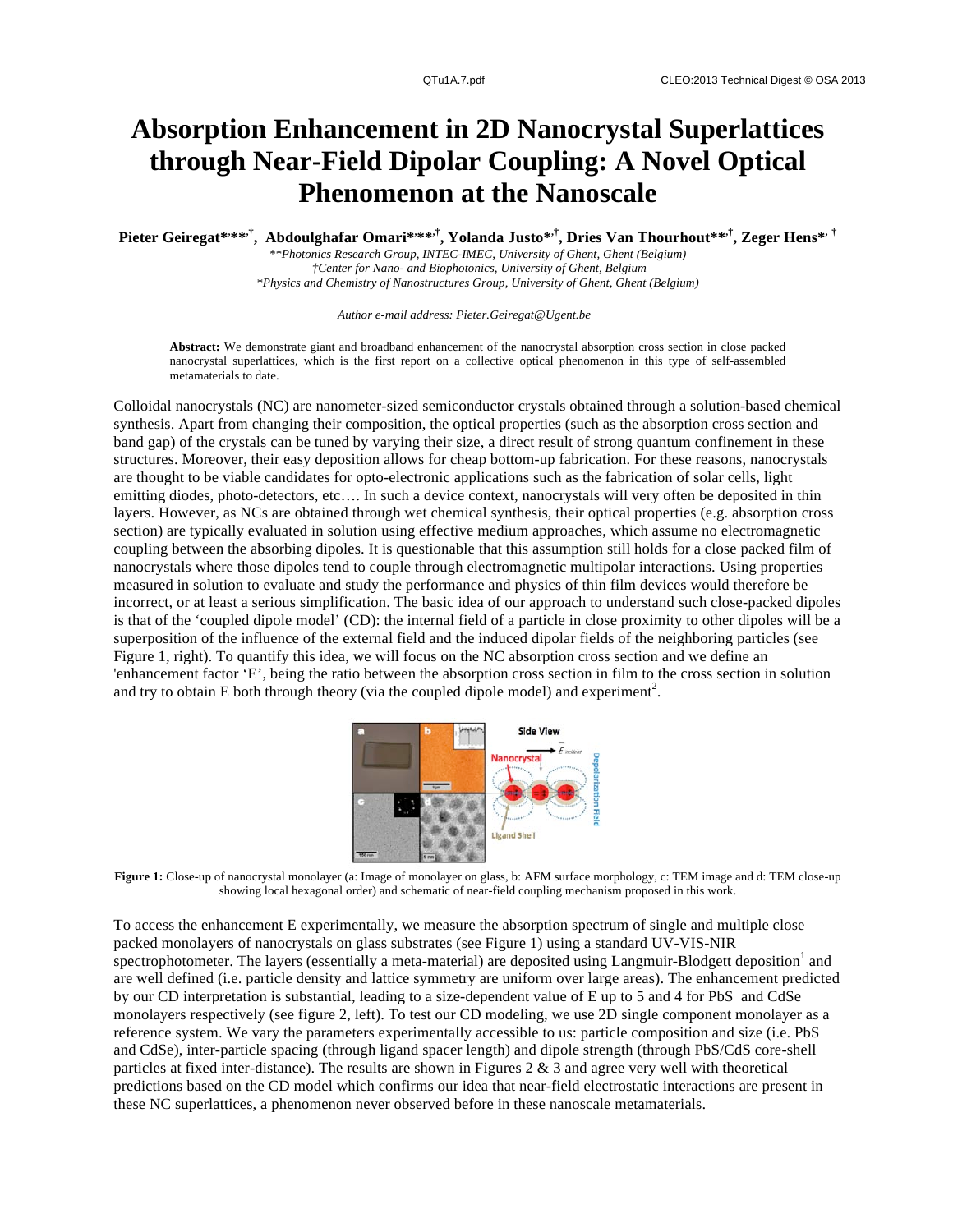# Absorption Enhancement in 2D Nanocrystal Superlattices through Near-Field Dipolar Coupling: A Novel Optical Phenomenon at the Nanoscale

**Pieter Geiregat*,**,†, Abdoulghafar Omari*,**,†, Yolanda Justo*,†, Dries Van Thourhout**,†, Zeger Hens*,†**

*\*\*Photonics Research Group, INTEC-IMEC, University of Ghent, Ghent (Belgium)*
*†Center for Nano- and Biophotonics, University of Ghent, Belgium*
*\*Physics and Chemistry of Nanostructures Group, University of Ghent, Ghent (Belgium)*

*Author e-mail address: Pieter.Geiregat@Ugent.be*

**Abstract:** We demonstrate giant and broadband enhancement of the nanocrystal absorption cross section in close packed nanocrystal superlattices, which is the first report on a collective optical phenomenon in this type of self-assembled metamaterials to date.

Colloidal nanocrystals (NC) are nanometer-sized semiconductor crystals obtained through a solution-based chemical synthesis. Apart from changing their composition, the optical properties (such as the absorption cross section and band gap) of the crystals can be tuned by varying their size, a direct result of strong quantum confinement in these structures. Moreover, their easy deposition allows for cheap bottom-up fabrication. For these reasons, nanocrystals are thought to be viable candidates for opto-electronic applications such as the fabrication of solar cells, light emitting diodes, photo-detectors, etc…. In such a device context, nanocrystals will very often be deposited in thin layers. However, as NCs are obtained through wet chemical synthesis, their optical properties (e.g. absorption cross section) are typically evaluated in solution using effective medium approaches, which assume no electromagnetic coupling between the absorbing dipoles. It is questionable that this assumption still holds for a close packed film of nanocrystals where those dipoles tend to couple through electromagnetic multipolar interactions. Using properties measured in solution to evaluate and study the performance and physics of thin film devices would therefore be incorrect, or at least a serious simplification. The basic idea of our approach to understand such close-packed dipoles is that of the 'coupled dipole model' (CD): the internal field of a particle in close proximity to other dipoles will be a superposition of the influence of the external field and the induced dipolar fields of the neighboring particles (see Figure 1, right). To quantify this idea, we will focus on the NC absorption cross section and we define an 'enhancement factor 'E', being the ratio between the absorption cross section in film to the cross section in solution and try to obtain E both through theory (via the coupled dipole model) and experiment[2].

**Figure 1:** Close-up of nanocrystal monolayer (a: Image of monolayer on glass, b: AFM surface morphology, c: TEM image and d: TEM close-up showing local hexagonal order) and schematic of near-field coupling mechanism proposed in this work.

To access the enhancement E experimentally, we measure the absorption spectrum of single and multiple close packed monolayers of nanocrystals on glass substrates (see Figure 1) using a standard UV-VIS-NIR spectrophotometer. The layers (essentially a meta-material) are deposited using Langmuir-Blodgett deposition[1] and are well defined (i.e. particle density and lattice symmetry are uniform over large areas). The enhancement predicted by our CD interpretation is substantial, leading to a size-dependent value of E up to 5 and 4 for PbS and CdSe monolayers respectively (see figure 2, left). To test our CD modeling, we use 2D single component monolayer as a reference system. We vary the parameters experimentally accessible to us: particle composition and size (i.e. PbS and CdSe), inter-particle spacing (through ligand spacer length) and dipole strength (through PbS/CdS core-shell particles at fixed inter-distance). The results are shown in Figures 2 & 3 and agree very well with theoretical predictions based on the CD model which confirms our idea that near-field electrostatic interactions are present in these NC superlattices, a phenomenon never observed before in these nanoscale metamaterials.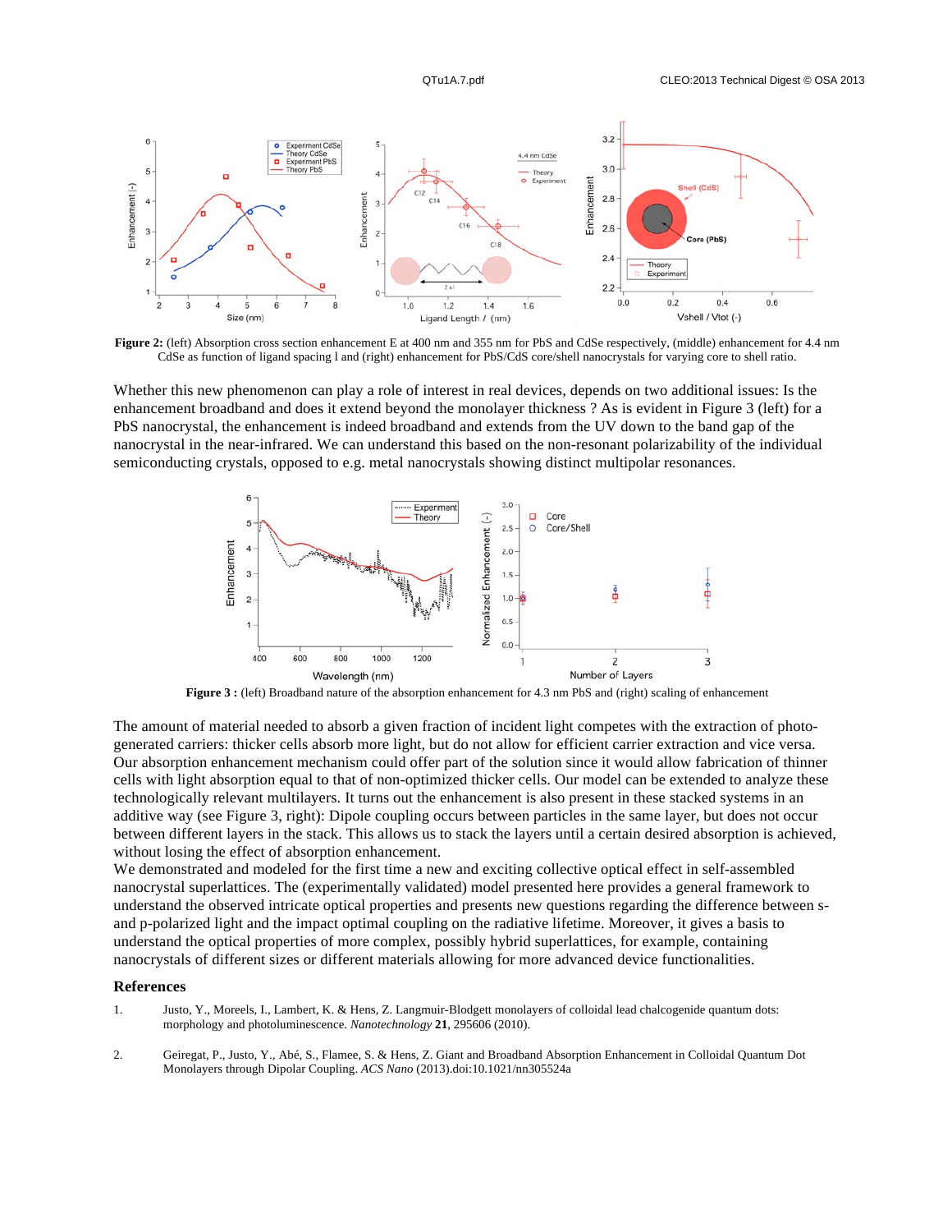**Figure 2:** (left) Absorption cross section enhancement E at 400 nm and 355 nm for PbS and CdSe respectively, (middle) enhancement for 4.4 nm CdSe as function of ligand spacing l and (right) enhancement for PbS/CdS core/shell nanocrystals for varying core to shell ratio.

Whether this new phenomenon can play a role of interest in real devices, depends on two additional issues: Is the enhancement broadband and does it extend beyond the monolayer thickness ? As is evident in Figure 3 (left) for a PbS nanocrystal, the enhancement is indeed broadband and extends from the UV down to the band gap of the nanocrystal in the near-infrared. We can understand this based on the non-resonant polarizability of the individual semiconducting crystals, opposed to e.g. metal nanocrystals showing distinct multipolar resonances.

**Figure 3 :** (left) Broadband nature of the absorption enhancement for 4.3 nm PbS and (right) scaling of enhancement

The amount of material needed to absorb a given fraction of incident light competes with the extraction of photo-generated carriers: thicker cells absorb more light, but do not allow for efficient carrier extraction and vice versa. Our absorption enhancement mechanism could offer part of the solution since it would allow fabrication of thinner cells with light absorption equal to that of non-optimized thicker cells. Our model can be extended to analyze these technologically relevant multilayers. It turns out the enhancement is also present in these stacked systems in an additive way (see Figure 3, right): Dipole coupling occurs between particles in the same layer, but does not occur between different layers in the stack. This allows us to stack the layers until a certain desired absorption is achieved, without losing the effect of absorption enhancement.

We demonstrated and modeled for the first time a new and exciting collective optical effect in self-assembled nanocrystal superlattices. The (experimentally validated) model presented here provides a general framework to understand the observed intricate optical properties and presents new questions regarding the difference between s- and p-polarized light and the impact optimal coupling on the radiative lifetime. Moreover, it gives a basis to understand the optical properties of more complex, possibly hybrid superlattices, for example, containing nanocrystals of different sizes or different materials allowing for more advanced device functionalities.

## References

1. Justo, Y., Moreels, I., Lambert, K. & Hens, Z. Langmuir-Blodgett monolayers of colloidal lead chalcogenide quantum dots: morphology and photoluminescence. *Nanotechnology* **21**, 295606 (2010).

2. Geiregat, P., Justo, Y., Abé, S., Flamee, S. & Hens, Z. Giant and Broadband Absorption Enhancement in Colloidal Quantum Dot Monolayers through Dipolar Coupling. *ACS Nano* (2013).doi:10.1021/nn305524a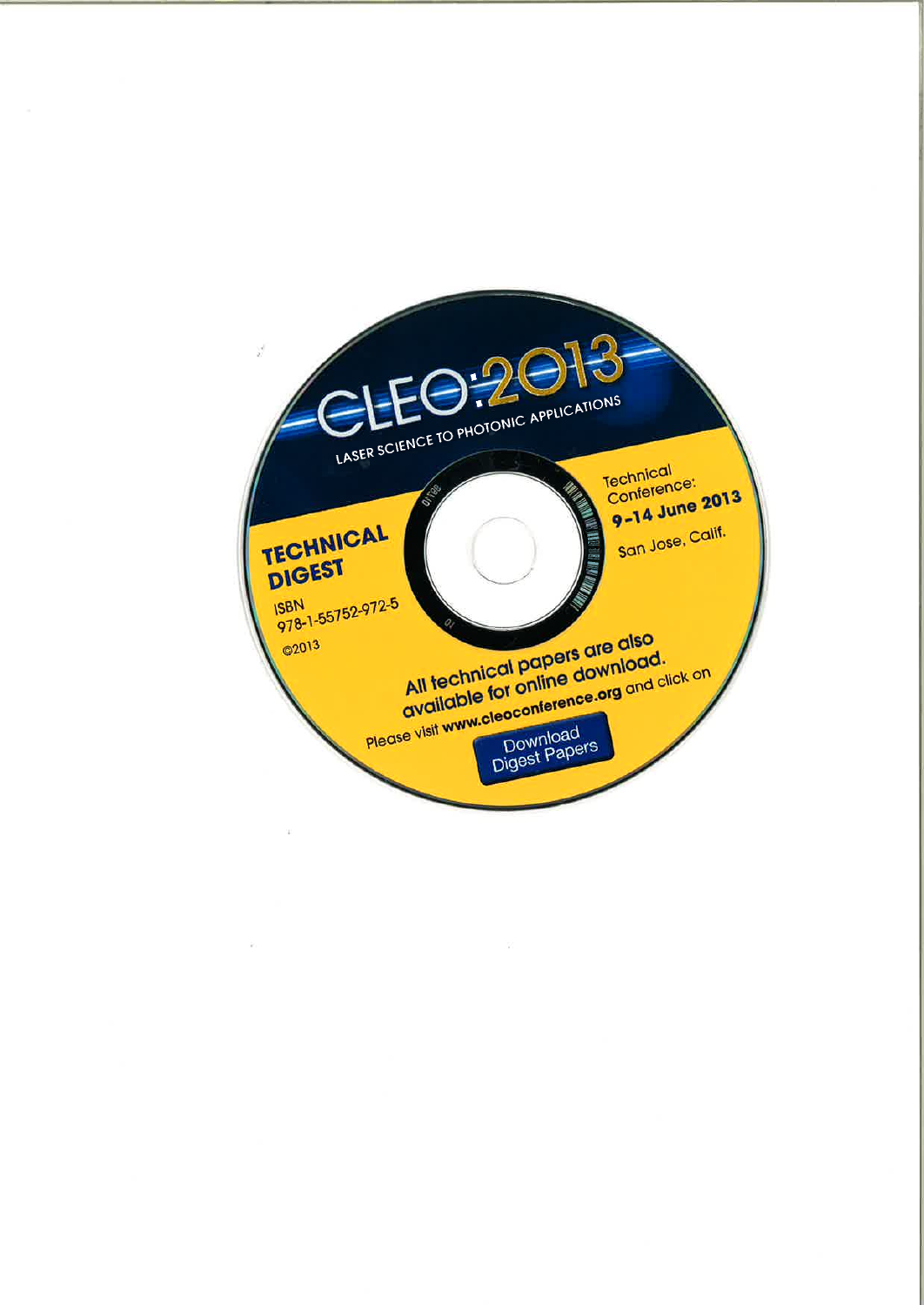CLEO:2013

LASER SCIENCE TO PHOTONIC APPLICATIONS

**TECHNICAL DIGEST**

ISBN 978-1-55752-972-5

©2013

Technical Conference:

**9–14 June 2013**

San Jose, Calif.

**All technical papers are also available for online download.**

Please visit **www.cleoconference.org** and click on

Download Digest Papers